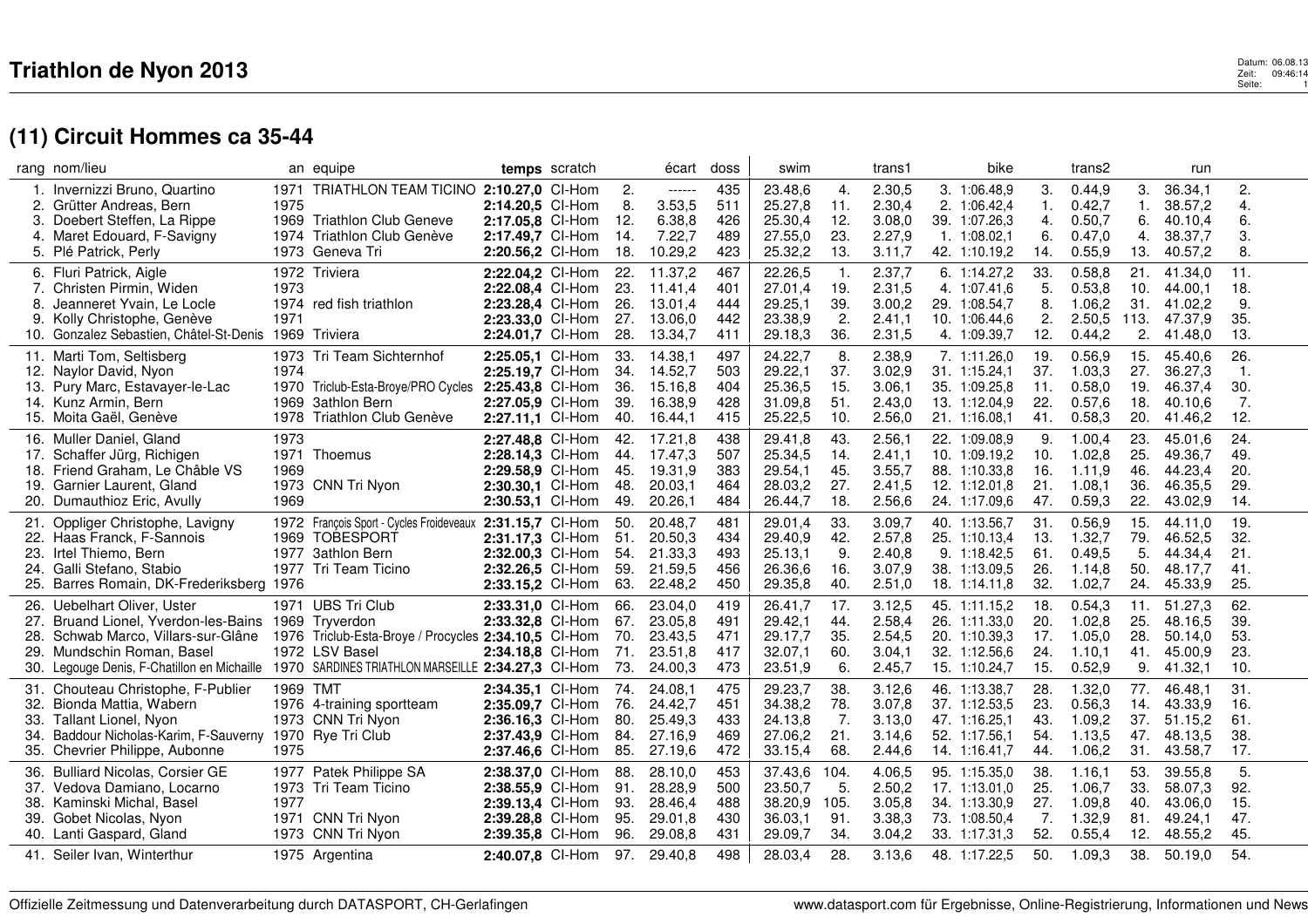# Triathlon de Nyon 2013

Datum: 06.08.13
Zeit: 09:46:14
Seite: 1

## (11) Circuit Hommes ca 35-44

| rang | nom/lieu | an | equipe | temps | scratch | | écart | doss | swim | | trans1 | bike | | trans2 | | run | |
|---|---|---|---|---|---|---|---|---|---|---|---|---|---|---|---|---|---|
| 1. | Invernizzi Bruno, Quartino | 1971 | TRIATHLON TEAM TICINO | **2:10.27,0** | Cl-Hom | 2. | ------ | 435 | 23.48,6 | 4. | 2.30,5 | 3. 1:06.48,9 | 3. | 0.44,9 | 3. | 36.34,1 | 2. |
| 2. | Grütter Andreas, Bern | 1975 | | **2:14.20,5** | Cl-Hom | 8. | 3.53,5 | 511 | 25.27,8 | 11. | 2.30,4 | 2. 1:06.42,4 | 1. | 0.42,7 | 1. | 38.57,2 | 4. |
| 3. | Doebert Steffen, La Rippe | 1969 | Triathlon Club Geneve | **2:17.05,8** | Cl-Hom | 12. | 6.38,8 | 426 | 25.30,4 | 12. | 3.08,0 | 39. 1:07.26,3 | 4. | 0.50,7 | 6. | 40.10,4 | 6. |
| 4. | Maret Edouard, F-Savigny | 1974 | Triathlon Club Genève | **2:17.49,7** | Cl-Hom | 14. | 7.22,7 | 489 | 27.55,0 | 23. | 2.27,9 | 1. 1:08.02,1 | 6. | 0.47,0 | 4. | 38.37,7 | 3. |
| 5. | Plé Patrick, Perly | 1973 | Geneva Tri | **2:20.56,2** | Cl-Hom | 18. | 10.29,2 | 423 | 25.32,2 | 13. | 3.11,7 | 42. 1:10.19,2 | 14. | 0.55,9 | 13. | 40.57,2 | 8. |
| 6. | Fluri Patrick, Aigle | 1972 | Triviera | **2:22.04,2** | Cl-Hom | 22. | 11.37,2 | 467 | 22.26,5 | 1. | 2.37,7 | 6. 1:14.27,2 | 33. | 0.58,8 | 21. | 41.34,0 | 11. |
| 7. | Christen Pirmin, Widen | 1973 | | **2:22.08,4** | Cl-Hom | 23. | 11.41,4 | 401 | 27.01,4 | 19. | 2.31,5 | 4. 1:07.41,6 | 5. | 0.53,8 | 10. | 44.00,1 | 18. |
| 8. | Jeanneret Yvain, Le Locle | 1974 | red fish triathlon | **2:23.28,4** | Cl-Hom | 26. | 13.01,4 | 444 | 29.25,1 | 39. | 3.00,2 | 29. 1:08.54,7 | 8. | 1.06,2 | 31. | 41.02,2 | 9. |
| 9. | Kolly Christophe, Genève | 1971 | | **2:23.33,0** | Cl-Hom | 27. | 13.06,0 | 442 | 23.38,9 | 2. | 2.41,1 | 10. 1:06.44,6 | 2. | 2.50,5 | 113. | 47.37,9 | 35. |
| 10. | Gonzalez Sebastien, Châtel-St-Denis | 1969 | Triviera | **2:24.01,7** | Cl-Hom | 28. | 13.34,7 | 411 | 29.18,3 | 36. | 2.31,5 | 4. 1:09.39,7 | 12. | 0.44,2 | 2. | 41.48,0 | 13. |
| 11. | Marti Tom, Seltisberg | 1973 | Tri Team Sichternhof | **2:25.05,1** | Cl-Hom | 33. | 14.38,1 | 497 | 24.22,7 | 8. | 2.38,9 | 7. 1:11.26,0 | 19. | 0.56,9 | 15. | 45.40,6 | 26. |
| 12. | Naylor David, Nyon | 1974 | | **2:25.19,7** | Cl-Hom | 34. | 14.52,7 | 503 | 29.22,1 | 37. | 3.02,9 | 31. 1:15.24,1 | 37. | 1.03,3 | 27. | 36.27,3 | 1. |
| 13. | Pury Marc, Estavayer-le-Lac | 1970 | Triclub-Esta-Broye/PRO Cycles | **2:25.43,8** | Cl-Hom | 36. | 15.16,8 | 404 | 25.36,5 | 15. | 3.06,1 | 35. 1:09.25,8 | 11. | 0.58,0 | 19. | 46.37,4 | 30. |
| 14. | Kunz Armin, Bern | 1969 | 3athlon Bern | **2:27.05,9** | Cl-Hom | 39. | 16.38,9 | 428 | 31.09,8 | 51. | 2.43,0 | 13. 1:12.04,9 | 22. | 0.57,6 | 18. | 40.10,6 | 7. |
| 15. | Moita Gaël, Genève | 1978 | Triathlon Club Genève | **2:27.11,1** | Cl-Hom | 40. | 16.44,1 | 415 | 25.22,5 | 10. | 2.56,0 | 21. 1:16.08,1 | 41. | 0.58,3 | 20. | 41.46,2 | 12. |
| 16. | Muller Daniel, Gland | 1973 | | **2:27.48,8** | Cl-Hom | 42. | 17.21,8 | 438 | 29.41,8 | 43. | 2.56,1 | 22. 1:09.08,9 | 9. | 1.00,4 | 23. | 45.01,6 | 24. |
| 17. | Schaffer Jürg, Richigen | 1971 | Thoemus | **2:28.14,3** | Cl-Hom | 44. | 17.47,3 | 507 | 25.34,5 | 14. | 2.41,1 | 10. 1:09.19,2 | 10. | 1.02,8 | 25. | 49.36,7 | 49. |
| 18. | Friend Graham, Le Châble VS | 1969 | | **2:29.58,9** | Cl-Hom | 45. | 19.31,9 | 383 | 29.54,1 | 45. | 3.55,7 | 88. 1:10.33,8 | 16. | 1.11,9 | 46. | 44.23,4 | 20. |
| 19. | Garnier Laurent, Gland | 1973 | CNN Tri Nyon | **2:30.30,1** | Cl-Hom | 48. | 20.03,1 | 464 | 28.03,2 | 27. | 2.41,5 | 12. 1:12.01,8 | 21. | 1.08,1 | 36. | 46.35,5 | 29. |
| 20. | Dumauthioz Eric, Avully | 1969 | | **2:30.53,1** | Cl-Hom | 49. | 20.26,1 | 484 | 26.44,7 | 18. | 2.56,6 | 24. 1:17.09,6 | 47. | 0.59,3 | 22. | 43.02,9 | 14. |
| 21. | Oppliger Christophe, Lavigny | 1972 | François Sport - Cycles Froideveaux | **2:31.15,7** | Cl-Hom | 50. | 20.48,7 | 481 | 29.01,4 | 33. | 3.09,7 | 40. 1:13.56,7 | 31. | 0.56,9 | 15. | 44.11,0 | 19. |
| 22. | Haas Franck, F-Sannois | 1969 | TOBESPORT | **2:31.17,3** | Cl-Hom | 51. | 20.50,3 | 434 | 29.40,9 | 42. | 2.57,8 | 25. 1:10.13,4 | 13. | 1.32,7 | 79. | 46.52,5 | 32. |
| 23. | Irtel Thiemo, Bern | 1977 | 3athlon Bern | **2:32.00,3** | Cl-Hom | 54. | 21.33,3 | 493 | 25.13,1 | 9. | 2.40,8 | 9. 1:18.42,5 | 61. | 0.49,5 | 5. | 44.34,4 | 21. |
| 24. | Galli Stefano, Stabio | 1977 | Tri Team Ticino | **2:32.26,5** | Cl-Hom | 59. | 21.59,5 | 456 | 26.36,6 | 16. | 3.07,9 | 38. 1:13.09,5 | 26. | 1.14,8 | 50. | 48.17,7 | 41. |
| 25. | Barres Romain, DK-Frederiksberg | 1976 | | **2:33.15,2** | Cl-Hom | 63. | 22.48,2 | 450 | 29.35,8 | 40. | 2.51,0 | 18. 1:14.11,8 | 32. | 1.02,7 | 24. | 45.33,9 | 25. |
| 26. | Uebelhart Oliver, Uster | 1971 | UBS Tri Club | **2:33.31,0** | Cl-Hom | 66. | 23.04,0 | 419 | 26.41,7 | 17. | 3.12,5 | 45. 1:11.15,2 | 18. | 0.54,3 | 11. | 51.27,3 | 62. |
| 27. | Bruand Lionel, Yverdon-les-Bains | 1969 | Tryverdon | **2:33.32,8** | Cl-Hom | 67. | 23.05,8 | 491 | 29.42,1 | 44. | 2.58,4 | 26. 1:11.33,0 | 20. | 1.02,8 | 25. | 48.16,5 | 39. |
| 28. | Schwab Marco, Villars-sur-Glâne | 1976 | Triclub-Esta-Broye / Procycles | **2:34.10,5** | Cl-Hom | 70. | 23.43,5 | 471 | 29.17,7 | 35. | 2.54,5 | 20. 1:10.39,3 | 17. | 1.05,0 | 28. | 50.14,0 | 53. |
| 29. | Mundschin Roman, Basel | 1972 | LSV Basel | **2:34.18,8** | Cl-Hom | 71. | 23.51,8 | 417 | 32.07,1 | 60. | 3.04,1 | 32. 1:12.56,6 | 24. | 1.10,1 | 41. | 45.00,9 | 23. |
| 30. | Legouge Denis, F-Chatillon en Michaille | 1970 | SARDINES TRIATHLON MARSEILLE | **2:34.27,3** | Cl-Hom | 73. | 24.00,3 | 473 | 23.51,9 | 6. | 2.45,7 | 15. 1:10.24,7 | 15. | 0.52,9 | 9. | 41.32,1 | 10. |
| 31. | Chouteau Christophe, F-Publier | 1969 | TMT | **2:34.35,1** | Cl-Hom | 74. | 24.08,1 | 475 | 29.23,7 | 38. | 3.12,6 | 46. 1:13.38,7 | 28. | 1.32,0 | 77. | 46.48,1 | 31. |
| 32. | Bionda Mattia, Wabern | 1976 | 4-training sportteam | **2:35.09,7** | Cl-Hom | 76. | 24.42,7 | 451 | 34.38,2 | 78. | 3.07,8 | 37. 1:12.53,5 | 23. | 0.56,3 | 14. | 43.33,9 | 16. |
| 33. | Tallant Lionel, Nyon | 1973 | CNN Tri Nyon | **2:36.16,3** | Cl-Hom | 80. | 25.49,3 | 433 | 24.13,8 | 7. | 3.13,0 | 47. 1:16.25,1 | 43. | 1.09,2 | 37. | 51.15,2 | 61. |
| 34. | Baddour Nicholas-Karim, F-Sauverny | 1970 | Rye Tri Club | **2:37.43,9** | Cl-Hom | 84. | 27.16,9 | 469 | 27.06,2 | 21. | 3.14,6 | 52. 1:17.56,1 | 54. | 1.13,5 | 47. | 48.13,5 | 38. |
| 35. | Chevrier Philippe, Aubonne | 1975 | | **2:37.46,6** | Cl-Hom | 85. | 27.19,6 | 472 | 33.15,4 | 68. | 2.44,6 | 14. 1:16.41,7 | 44. | 1.06,2 | 31. | 43.58,7 | 17. |
| 36. | Bulliard Nicolas, Corsier GE | 1977 | Patek Philippe SA | **2:38.37,0** | Cl-Hom | 88. | 28.10,0 | 453 | 37.43,6 | 104. | 4.06,5 | 95. 1:15.35,0 | 38. | 1.16,1 | 53. | 39.55,8 | 5. |
| 37. | Vedova Damiano, Locarno | 1973 | Tri Team Ticino | **2:38.55,9** | Cl-Hom | 91. | 28.28,9 | 500 | 23.50,7 | 5. | 2.50,2 | 17. 1:13.01,0 | 25. | 1.06,7 | 33. | 58.07,3 | 92. |
| 38. | Kaminski Michal, Basel | 1977 | | **2:39.13,4** | Cl-Hom | 93. | 28.46,4 | 488 | 38.20,9 | 105. | 3.05,8 | 34. 1:13.30,9 | 27. | 1.09,8 | 40. | 43.06,0 | 15. |
| 39. | Gobet Nicolas, Nyon | 1971 | CNN Tri Nyon | **2:39.28,8** | Cl-Hom | 95. | 29.01,8 | 430 | 36.03,1 | 91. | 3.38,3 | 73. 1:08.50,4 | 7. | 1.32,9 | 81. | 49.24,1 | 47. |
| 40. | Lanti Gaspard, Gland | 1973 | CNN Tri Nyon | **2:39.35,8** | Cl-Hom | 96. | 29.08,8 | 431 | 29.09,7 | 34. | 3.04,2 | 33. 1:17.31,3 | 52. | 0.55,4 | 12. | 48.55,2 | 45. |
| 41. | Seiler Ivan, Winterthur | 1975 | Argentina | **2:40.07,8** | Cl-Hom | 97. | 29.40,8 | 498 | 28.03,4 | 28. | 3.13,6 | 48. 1:17.22,5 | 50. | 1.09,3 | 38. | 50.19,0 | 54. |

Offizielle Zeitmessung und Datenverarbeitung durch DATASPORT, CH-Gerlafingen

www.datasport.com für Ergebnisse, Online-Registrierung, Informationen und News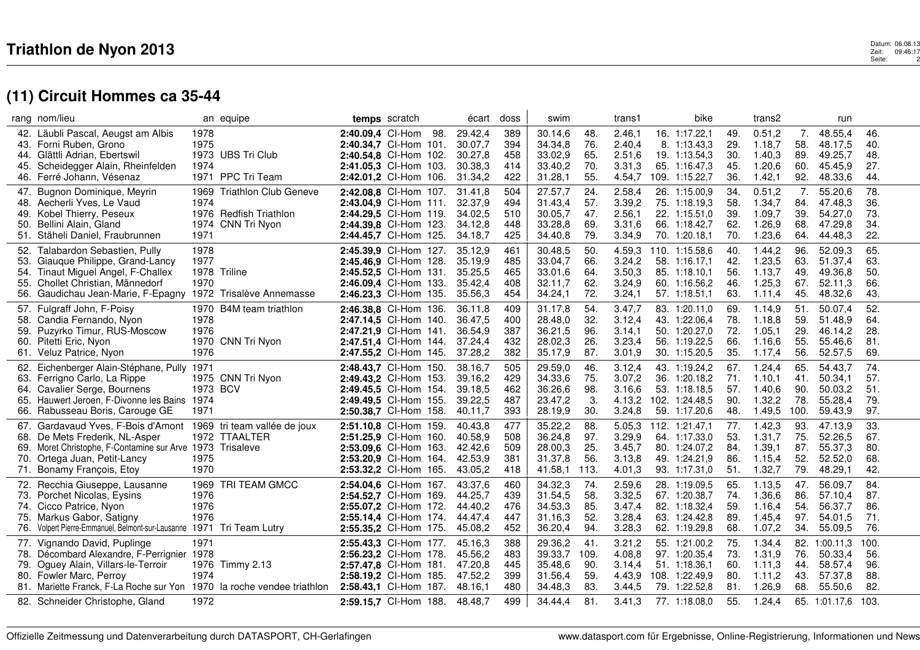# Triathlon de Nyon 2013

## (11) Circuit Hommes ca 35-44

| rang | nom/lieu | an | equipe | temps | scratch | | écart | doss | swim | | trans1 | | bike | | trans2 | | run | |
|---|---|---|---|---|---|---|---|---|---|---|---|---|---|---|---|---|---|---|
| 42. | Läubli Pascal, Aeugst am Albis | 1978 | | **2:40.09,4** | Cl-Hom | 98. | 29.42,4 | 389 | 30.14,6 | 48. | 2.46,1 | 16. | 1:17.22,1 | 49. | 0.51,2 | 7. | 48.55,4 | 46. |
| 43. | Forni Ruben, Grono | 1975 | | **2:40.34,7** | Cl-Hom | 101. | 30.07,7 | 394 | 34.34,8 | 76. | 2.40,4 | 8. | 1:13.43,3 | 29. | 1.18,7 | 58. | 48.17,5 | 40. |
| 44. | Glättli Adrian, Ebertswil | 1973 | UBS Tri Club | **2:40.54,8** | Cl-Hom | 102. | 30.27,8 | 458 | 33.02,9 | 65. | 2.51,6 | 19. | 1:13.54,3 | 30. | 1.40,3 | 89. | 49.25,7 | 48. |
| 45. | Scheidegger Alain, Rheinfelden | 1974 | | **2:41.05,3** | Cl-Hom | 103. | 30.38,3 | 414 | 33.40,2 | 70. | 3.31,3 | 65. | 1:16.47,3 | 45. | 1.20,6 | 60. | 45.45,9 | 27. |
| 46. | Ferré Johann, Vésenaz | 1971 | PPC Tri Team | **2:42.01,2** | Cl-Hom | 106. | 31.34,2 | 422 | 31.28,1 | 55. | 4.54,7 | 109. | 1:15.22,7 | 36. | 1.42,1 | 92. | 48.33,6 | 44. |
| 47. | Bugnon Dominique, Meyrin | 1969 | Triathlon Club Geneve | **2:42.08,8** | Cl-Hom | 107. | 31.41,8 | 504 | 27.57,7 | 24. | 2.58,4 | 26. | 1:15.00,9 | 34. | 0.51,2 | 7. | 55.20,6 | 78. |
| 48. | Aecherli Yves, Le Vaud | 1974 | | **2:43.04,9** | Cl-Hom | 111. | 32.37,9 | 494 | 31.43,4 | 57. | 3.39,2 | 75. | 1:18.19,3 | 58. | 1.34,7 | 84. | 47.48,3 | 36. |
| 49. | Kobel Thierry, Peseux | 1976 | Redfish Triathlon | **2:44.29,5** | Cl-Hom | 119. | 34.02,5 | 510 | 30.05,7 | 47. | 2.56,1 | 22. | 1:15.51,0 | 39. | 1.09,7 | 39. | 54.27,0 | 73. |
| 50. | Bellini Alain, Gland | 1974 | CNN Tri Nyon | **2:44.39,8** | Cl-Hom | 123. | 34.12,8 | 448 | 33.28,8 | 69. | 3.31,6 | 66. | 1:18.42,7 | 62. | 1.26,9 | 68. | 47.29,8 | 34. |
| 51. | Stäheli Daniel, Fraubrunnen | 1971 | | **2:44.45,7** | Cl-Hom | 125. | 34.18,7 | 425 | 34.40,8 | 79. | 3.34,9 | 70. | 1:20.18,1 | 70. | 1.23,6 | 64. | 44.48,3 | 22. |
| 52. | Talabardon Sebastien, Pully | 1978 | | **2:45.39,9** | Cl-Hom | 127. | 35.12,9 | 461 | 30.48,5 | 50. | 4.59,3 | 110. | 1:15.58,6 | 40. | 1.44,2 | 96. | 52.09,3 | 65. |
| 53. | Giauque Philippe, Grand-Lancy | 1977 | | **2:45.46,9** | Cl-Hom | 128. | 35.19,9 | 485 | 33.04,7 | 66. | 3.24,2 | 58. | 1:16.17,1 | 42. | 1.23,5 | 63. | 51.37,4 | 63. |
| 54. | Tinaut Miguel Angel, F-Challex | 1978 | Triline | **2:45.52,5** | Cl-Hom | 131. | 35.25,5 | 465 | 33.01,6 | 64. | 3.50,3 | 85. | 1:18.10,1 | 56. | 1.13,7 | 49. | 49.36,8 | 50. |
| 55. | Chollet Christian, Männedorf | 1970 | | **2:46.09,4** | Cl-Hom | 133. | 35.42,4 | 408 | 32.11,7 | 62. | 3.24,9 | 60. | 1:16.56,2 | 46. | 1.25,3 | 67. | 52.11,3 | 66. |
| 56. | Gaudichau Jean-Marie, F-Epagny | 1972 | Trisalève Annemasse | **2:46.23,3** | Cl-Hom | 135. | 35.56,3 | 454 | 34.24,1 | 72. | 3.24,1 | 57. | 1:18.51,1 | 63. | 1.11,4 | 45. | 48.32,6 | 43. |
| 57. | Fulgraff John, F-Poisy | 1970 | B4M team triathlon | **2:46.38,8** | Cl-Hom | 136. | 36.11,8 | 409 | 31.17,8 | 54. | 3.47,7 | 83. | 1:20.11,0 | 69. | 1.14,9 | 51. | 50.07,4 | 52. |
| 58. | Candia Fernando, Nyon | 1978 | | **2:47.14,5** | Cl-Hom | 140. | 36.47,5 | 400 | 28.48,0 | 32. | 3.12,4 | 43. | 1:22.06,4 | 78. | 1.18,8 | 59. | 51.48,9 | 64. |
| 59. | Puzyrko Timur, RUS-Moscow | 1976 | | **2:47.21,9** | Cl-Hom | 141. | 36.54,9 | 387 | 36.21,5 | 96. | 3.14,1 | 50. | 1:20.27,0 | 72. | 1.05,1 | 29. | 46.14,2 | 28. |
| 60. | Pitetti Eric, Nyon | 1970 | CNN Tri Nyon | **2:47.51,4** | Cl-Hom | 144. | 37.24,4 | 432 | 28.02,3 | 26. | 3.23,4 | 56. | 1:19.22,5 | 66. | 1.16,6 | 55. | 55.46,6 | 81. |
| 61. | Veluz Patrice, Nyon | 1976 | | **2:47.55,2** | Cl-Hom | 145. | 37.28,2 | 382 | 35.17,9 | 87. | 3.01,9 | 30. | 1:15.20,5 | 35. | 1.17,4 | 56. | 52.57,5 | 69. |
| 62. | Eichenberger Alain-Stéphane, Pully | 1971 | | **2:48.43,7** | Cl-Hom | 150. | 38.16,7 | 505 | 29.59,0 | 46. | 3.12,4 | 43. | 1:19.24,2 | 67. | 1.24,4 | 65. | 54.43,7 | 74. |
| 63. | Ferrigno Carlo, La Rippe | 1975 | CNN Tri Nyon | **2:49.43,2** | Cl-Hom | 153. | 39.16,2 | 429 | 34.33,6 | 75. | 3.07,2 | 36. | 1:20.18,2 | 71. | 1.10,1 | 41. | 50.34,1 | 57. |
| 64. | Cavalier Serge, Bournens | 1973 | BCV | **2:49.45,5** | Cl-Hom | 154. | 39.18,5 | 462 | 36.26,6 | 98. | 3.16,6 | 53. | 1:18.18,5 | 57. | 1.40,6 | 90. | 50.03,2 | 51. |
| 65. | Hauwert Jeroen, F-Divonne les Bains | 1974 | | **2:49.49,5** | Cl-Hom | 155. | 39.22,5 | 487 | 23.47,2 | 3. | 4.13,2 | 102. | 1:24.48,5 | 90. | 1.32,2 | 78. | 55.28,4 | 79. |
| 66. | Rabusseau Boris, Carouge GE | 1971 | | **2:50.38,7** | Cl-Hom | 158. | 40.11,7 | 393 | 28.19,9 | 30. | 3.24,8 | 59. | 1:17.20,6 | 48. | 1.49,5 | 100. | 59.43,9 | 97. |
| 67. | Gardavaud Yves, F-Bois d'Amont | 1969 | tri team vallée de joux | **2:51.10,8** | Cl-Hom | 159. | 40.43,8 | 477 | 35.22,2 | 88. | 5.05,3 | 112. | 1:21.47,1 | 77. | 1.42,3 | 93. | 47.13,9 | 33. |
| 68. | De Mets Frederik, NL-Asper | 1972 | TTAALTER | **2:51.25,9** | Cl-Hom | 160. | 40.58,9 | 508 | 36.24,8 | 97. | 3.29,9 | 64. | 1:17.33,0 | 53. | 1.31,7 | 75. | 52.26,5 | 67. |
| 69. | Moret Christophe, F-Contamine sur Arve | 1973 | Trisaleve | **2:53.09,6** | Cl-Hom | 163. | 42.42,6 | 509 | 28.00,3 | 25. | 3.45,7 | 80. | 1:24.07,2 | 84. | 1.39,1 | 87. | 55.37,3 | 80. |
| 70. | Ortega Juan, Petit-Lancy | 1975 | | **2:53.20,9** | Cl-Hom | 164. | 42.53,9 | 381 | 31.37,8 | 56. | 3.13,8 | 49. | 1:24.21,9 | 86. | 1.15,4 | 52. | 52.52,0 | 68. |
| 71. | Bonamy François, Etoy | 1970 | | **2:53.32,2** | Cl-Hom | 165. | 43.05,2 | 418 | 41.58,1 | 113. | 4.01,3 | 93. | 1:17.31,0 | 51. | 1.32,7 | 79. | 48.29,1 | 42. |
| 72. | Recchia Giuseppe, Lausanne | 1969 | TRI TEAM GMCC | **2:54.04,6** | Cl-Hom | 167. | 43.37,6 | 460 | 34.32,3 | 74. | 2.59,6 | 28. | 1:19.09,5 | 65. | 1.13,5 | 47. | 56.09,7 | 84. |
| 73. | Porchet Nicolas, Eysins | 1976 | | **2:54.52,7** | Cl-Hom | 169. | 44.25,7 | 439 | 31.54,5 | 58. | 3.32,5 | 67. | 1:20.38,7 | 74. | 1.36,6 | 86. | 57.10,4 | 87. |
| 74. | Cicco Patrice, Nyon | 1976 | | **2:55.07,2** | Cl-Hom | 172. | 44.40,2 | 476 | 34.53,3 | 85. | 3.47,4 | 82. | 1:18.32,4 | 59. | 1.16,4 | 54. | 56.37,7 | 86. |
| 75. | Markus Gabor, Satigny | 1976 | | **2:55.14,4** | Cl-Hom | 174. | 44.47,4 | 447 | 31.16,3 | 52. | 3.28,4 | 63. | 1:24.42,8 | 89. | 1.45,4 | 97. | 54.01,5 | 71. |
| 76. | Volpert Pierre-Emmanuel, Belmont-sur-Lausanne | 1971 | Tri Team Lutry | **2:55.35,2** | Cl-Hom | 175. | 45.08,2 | 452 | 36.20,4 | 94. | 3.28,3 | 62. | 1:19.29,8 | 68. | 1.07,2 | 34. | 55.09,5 | 76. |
| 77. | Vignando David, Puplinge | 1971 | | **2:55.43,3** | Cl-Hom | 177. | 45.16,3 | 388 | 29.36,2 | 41. | 3.21,2 | 55. | 1:21.00,2 | 75. | 1.34,4 | 82. | 1:00.11,3 | 100. |
| 78. | Décombard Alexandre, F-Perrignier | 1978 | | **2:56.23,2** | Cl-Hom | 178. | 45.56,2 | 483 | 39.33,7 | 109. | 4.08,8 | 97. | 1:20.35,4 | 73. | 1.31,9 | 76. | 50.33,4 | 56. |
| 79. | Oguey Alain, Villars-le-Terroir | 1976 | Timmy 2.13 | **2:57.47,8** | Cl-Hom | 181. | 47.20,8 | 445 | 35.48,6 | 90. | 3.14,4 | 51. | 1:18.36,1 | 60. | 1.11,3 | 44. | 58.57,4 | 96. |
| 80. | Fowler Marc, Perroy | 1974 | | **2:58.19,2** | Cl-Hom | 185. | 47.52,2 | 399 | 31.56,4 | 59. | 4.43,9 | 108. | 1:22.49,9 | 80. | 1.11,2 | 43. | 57.37,8 | 88. |
| 81. | Mariette Franck, F-La Roche sur Yon | 1970 | la roche vendee triathlon | **2:58.43,1** | Cl-Hom | 187. | 48.16,1 | 480 | 34.48,3 | 83. | 3.44,5 | 79. | 1:22.52,8 | 81. | 1.26,9 | 68. | 55.50,6 | 82. |
| 82. | Schneider Christophe, Gland | 1972 | | **2:59.15,7** | Cl-Hom | 188. | 48.48,7 | 499 | 34.44,4 | 81. | 3.41,3 | 77. | 1:18.08,0 | 55. | 1.24,4 | 65. | 1:01.17,6 | 103. |

Offizielle Zeitmessung und Datenverarbeitung durch DATASPORT, CH-Gerlafingen

www.datasport.com für Ergebnisse, Online-Registrierung, Informationen und News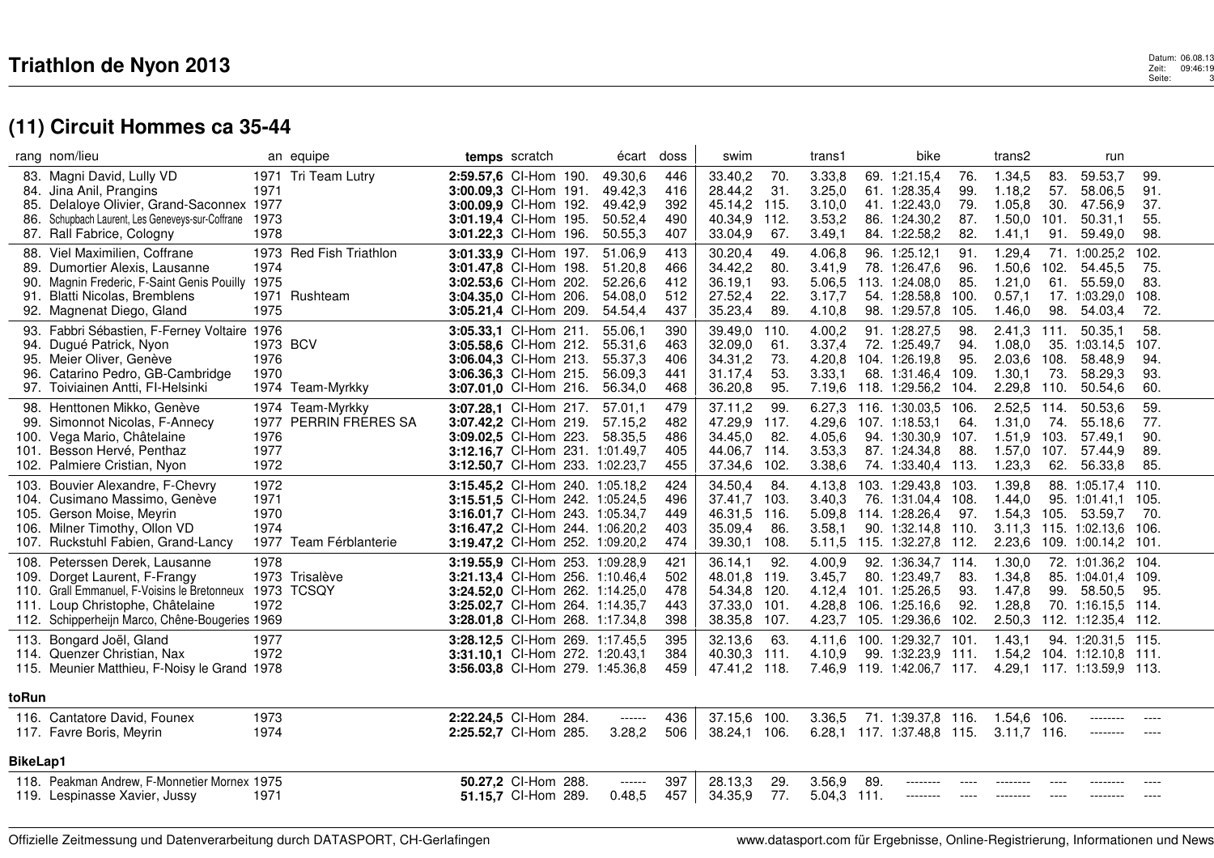# Triathlon de Nyon 2013

## (11) Circuit Hommes ca 35-44

| rang | nom/lieu | an | equipe | temps | scratch | | écart | doss | swim | | trans1 | | bike | | trans2 | | run | |
|---|---|---|---|---|---|---|---|---|---|---|---|---|---|---|---|---|---|---|
| 83. | Magni David, Lully VD | 1971 | Tri Team Lutry | **2:59.57,6** | Cl-Hom | 190. | 49.30,6 | 446 | 33.40,2 | 70. | 3.33,8 | 69. | 1:21.15,4 | 76. | 1.34,5 | 83. | 59.53,7 | 99. |
| 84. | Jina Anil, Prangins | 1971 | | **3:00.09,3** | Cl-Hom | 191. | 49.42,3 | 416 | 28.44,2 | 31. | 3.25,0 | 61. | 1:28.35,4 | 99. | 1.18,2 | 57. | 58.06,5 | 91. |
| 85. | Delaloye Olivier, Grand-Saconnex | 1977 | | **3:00.09,9** | Cl-Hom | 192. | 49.42,9 | 392 | 45.14,2 | 115. | 3.10,0 | 41. | 1:22.43,0 | 79. | 1.05,8 | 30. | 47.56,9 | 37. |
| 86. | Schupbach Laurent, Les Geneveys-sur-Coffrane | 1973 | | **3:01.19,4** | Cl-Hom | 195. | 50.52,4 | 490 | 40.34,9 | 112. | 3.53,2 | 86. | 1:24.30,2 | 87. | 1.50,0 | 101. | 50.31,1 | 55. |
| 87. | Rall Fabrice, Cologny | 1978 | | **3:01.22,3** | Cl-Hom | 196. | 50.55,3 | 407 | 33.04,9 | 67. | 3.49,1 | 84. | 1:22.58,2 | 82. | 1.41,1 | 91. | 59.49,0 | 98. |
| 88. | Viel Maximilien, Coffrane | 1973 | Red Fish Triathlon | **3:01.33,9** | Cl-Hom | 197. | 51.06,9 | 413 | 30.20,4 | 49. | 4.06,8 | 96. | 1:25.12,1 | 91. | 1.29,4 | 71. | 1:00.25,2 | 102. |
| 89. | Dumortier Alexis, Lausanne | 1974 | | **3:01.47,8** | Cl-Hom | 198. | 51.20,8 | 466 | 34.42,2 | 80. | 3.41,9 | 78. | 1:26.47,6 | 96. | 1.50,6 | 102. | 54.45,5 | 75. |
| 90. | Magnin Frederic, F-Saint Genis Pouilly | 1975 | | **3:02.53,6** | Cl-Hom | 202. | 52.26,6 | 412 | 36.19,1 | 93. | 5.06,5 | 113. | 1:24.08,0 | 85. | 1.21,0 | 61. | 55.59,0 | 83. |
| 91. | Blatti Nicolas, Bremblens | 1971 | Rushteam | **3:04.35,0** | Cl-Hom | 206. | 54.08,0 | 512 | 27.52,4 | 22. | 3.17,7 | 54. | 1:28.58,8 | 100. | 0.57,1 | 17. | 1:03.29,0 | 108. |
| 92. | Magnenat Diego, Gland | 1975 | | **3:05.21,4** | Cl-Hom | 209. | 54.54,4 | 437 | 35.23,4 | 89. | 4.10,8 | 98. | 1:29.57,8 | 105. | 1.46,0 | 98. | 54.03,4 | 72. |
| 93. | Fabbri Sébastien, F-Ferney Voltaire | 1976 | | **3:05.33,1** | Cl-Hom | 211. | 55.06,1 | 390 | 39.49,0 | 110. | 4.00,2 | 91. | 1:28.27,5 | 98. | 2.41,3 | 111. | 50.35,1 | 58. |
| 94. | Dugué Patrick, Nyon | 1973 | BCV | **3:05.58,6** | Cl-Hom | 212. | 55.31,6 | 463 | 32.09,0 | 61. | 3.37,4 | 72. | 1:25.49,7 | 94. | 1.08,0 | 35. | 1:03.14,5 | 107. |
| 95. | Meier Oliver, Genève | 1976 | | **3:06.04,3** | Cl-Hom | 213. | 55.37,3 | 406 | 34.31,2 | 73. | 4.20,8 | 104. | 1:26.19,8 | 95. | 2.03,6 | 108. | 58.48,9 | 94. |
| 96. | Catarino Pedro, GB-Cambridge | 1970 | | **3:06.36,3** | Cl-Hom | 215. | 56.09,3 | 441 | 31.17,4 | 53. | 3.33,1 | 68. | 1:31.46,4 | 109. | 1.30,1 | 73. | 58.29,3 | 93. |
| 97. | Toiviainen Antti, FI-Helsinki | 1974 | Team-Myrkky | **3:07.01,0** | Cl-Hom | 216. | 56.34,0 | 468 | 36.20,8 | 95. | 7.19,6 | 118. | 1:29.56,2 | 104. | 2.29,8 | 110. | 50.54,6 | 60. |
| 98. | Henttonen Mikko, Genève | 1974 | Team-Myrkky | **3:07.28,1** | Cl-Hom | 217. | 57.01,1 | 479 | 37.11,2 | 99. | 6.27,3 | 116. | 1:30.03,5 | 106. | 2.52,5 | 114. | 50.53,6 | 59. |
| 99. | Simonnot Nicolas, F-Annecy | 1977 | PERRIN FRERES SA | **3:07.42,2** | Cl-Hom | 219. | 57.15,2 | 482 | 47.29,9 | 117. | 4.29,6 | 107. | 1:18.53,1 | 64. | 1.31,0 | 74. | 55.18,6 | 77. |
| 100. | Vega Mario, Châtelaine | 1976 | | **3:09.02,5** | Cl-Hom | 223. | 58.35,5 | 486 | 34.45,0 | 82. | 4.05,6 | 94. | 1:30.30,9 | 107. | 1.51,9 | 103. | 57.49,1 | 90. |
| 101. | Besson Hervé, Penthaz | 1977 | | **3:12.16,7** | Cl-Hom | 231. | 1:01.49,7 | 405 | 44.06,7 | 114. | 3.53,3 | 87. | 1:24.34,8 | 88. | 1.57,0 | 107. | 57.44,9 | 89. |
| 102. | Palmiere Cristian, Nyon | 1972 | | **3:12.50,7** | Cl-Hom | 233. | 1:02.23,7 | 455 | 37.34,6 | 102. | 3.38,6 | 74. | 1:33.40,4 | 113. | 1.23,3 | 62. | 56.33,8 | 85. |
| 103. | Bouvier Alexandre, F-Chevry | 1972 | | **3:15.45,2** | Cl-Hom | 240. | 1:05.18,2 | 424 | 34.50,4 | 84. | 4.13,8 | 103. | 1:29.43,8 | 103. | 1.39,8 | 88. | 1:05.17,4 | 110. |
| 104. | Cusimano Massimo, Genève | 1971 | | **3:15.51,5** | Cl-Hom | 242. | 1:05.24,5 | 496 | 37.41,7 | 103. | 3.40,3 | 76. | 1:31.04,4 | 108. | 1.44,0 | 95. | 1:01.41,1 | 105. |
| 105. | Gerson Moise, Meyrin | 1970 | | **3:16.01,7** | Cl-Hom | 243. | 1:05.34,7 | 449 | 46.31,5 | 116. | 5.09,8 | 114. | 1:28.26,4 | 97. | 1.54,3 | 105. | 53.59,7 | 70. |
| 106. | Milner Timothy, Ollon VD | 1974 | | **3:16.47,2** | Cl-Hom | 244. | 1:06.20,2 | 403 | 35.09,4 | 86. | 3.58,1 | 90. | 1:32.14,8 | 110. | 3.11,3 | 115. | 1:02.13,6 | 106. |
| 107. | Ruckstuhl Fabien, Grand-Lancy | 1977 | Team Férblanterie | **3:19.47,2** | Cl-Hom | 252. | 1:09.20,2 | 474 | 39.30,1 | 108. | 5.11,5 | 115. | 1:32.27,8 | 112. | 2.23,6 | 109. | 1:00.14,2 | 101. |
| 108. | Peterssen Derek, Lausanne | 1978 | | **3:19.55,9** | Cl-Hom | 253. | 1:09.28,9 | 421 | 36.14,1 | 92. | 4.00,9 | 92. | 1:36.34,7 | 114. | 1.30,0 | 72. | 1:01.36,2 | 104. |
| 109. | Dorget Laurent, F-Frangy | 1973 | Trisalève | **3:21.13,4** | Cl-Hom | 256. | 1:10.46,4 | 502 | 48.01,8 | 119. | 3.45,7 | 80. | 1:23.49,7 | 83. | 1.34,8 | 85. | 1:04.01,4 | 109. |
| 110. | Grall Emmanuel, F-Voisins le Bretonneux | 1973 | TCSQY | **3:24.52,0** | Cl-Hom | 262. | 1:14.25,0 | 478 | 54.34,8 | 120. | 4.12,4 | 101. | 1:25.26,5 | 93. | 1.47,8 | 99. | 58.50,5 | 95. |
| 111. | Loup Christophe, Châtelaine | 1972 | | **3:25.02,7** | Cl-Hom | 264. | 1:14.35,7 | 443 | 37.33,0 | 101. | 4.28,8 | 106. | 1:25.16,6 | 92. | 1.28,8 | 70. | 1:16.15,5 | 114. |
| 112. | Schipperheijn Marco, Chêne-Bougeries | 1969 | | **3:28.01,8** | Cl-Hom | 268. | 1:17.34,8 | 398 | 38.35,8 | 107. | 4.23,7 | 105. | 1:29.36,6 | 102. | 2.50,3 | 112. | 1:12.35,4 | 112. |
| 113. | Bongard Joël, Gland | 1977 | | **3:28.12,5** | Cl-Hom | 269. | 1:17.45,5 | 395 | 32.13,6 | 63. | 4.11,6 | 100. | 1:29.32,7 | 101. | 1.43,1 | 94. | 1:20.31,5 | 115. |
| 114. | Quenzer Christian, Nax | 1972 | | **3:31.10,1** | Cl-Hom | 272. | 1:20.43,1 | 384 | 40.30,3 | 111. | 4.10,9 | 99. | 1:32.23,9 | 111. | 1.54,2 | 104. | 1:12.10,8 | 111. |
| 115. | Meunier Matthieu, F-Noisy le Grand | 1978 | | **3:56.03,8** | Cl-Hom | 279. | 1:45.36,8 | 459 | 47.41,2 | 118. | 7.46,9 | 119. | 1:42.06,7 | 117. | 4.29,1 | 117. | 1:13.59,9 | 113. |

### toRun

| rang | nom/lieu | an | equipe | temps | scratch | | écart | doss | swim | | trans1 | | bike | | trans2 | | run | |
|---|---|---|---|---|---|---|---|---|---|---|---|---|---|---|---|---|---|---|
| 116. | Cantatore David, Founex | 1973 | | **2:22.24,5** | Cl-Hom | 284. | ------ | 436 | 37.15,6 | 100. | 3.36,5 | 71. | 1:39.37,8 | 116. | 1.54,6 | 106. | -------- | ---- |
| 117. | Favre Boris, Meyrin | 1974 | | **2:25.52,7** | Cl-Hom | 285. | 3.28,2 | 506 | 38.24,1 | 106. | 6.28,1 | 117. | 1:37.48,8 | 115. | 3.11,7 | 116. | -------- | ---- |

### BikeLap1

| rang | nom/lieu | an | equipe | temps | scratch | | écart | doss | swim | | trans1 | | bike | | trans2 | | run | |
|---|---|---|---|---|---|---|---|---|---|---|---|---|---|---|---|---|---|---|
| 118. | Peakman Andrew, F-Monnetier Mornex | 1975 | | **50.27,2** | Cl-Hom | 288. | ------ | 397 | 28.13,3 | 29. | 3.56,9 | 89. | -------- | ---- | -------- | ---- | -------- | ---- |
| 119. | Lespinasse Xavier, Jussy | 1971 | | **51.15,7** | Cl-Hom | 289. | 0.48,5 | 457 | 34.35,9 | 77. | 5.04,3 | 111. | -------- | ---- | -------- | ---- | -------- | ---- |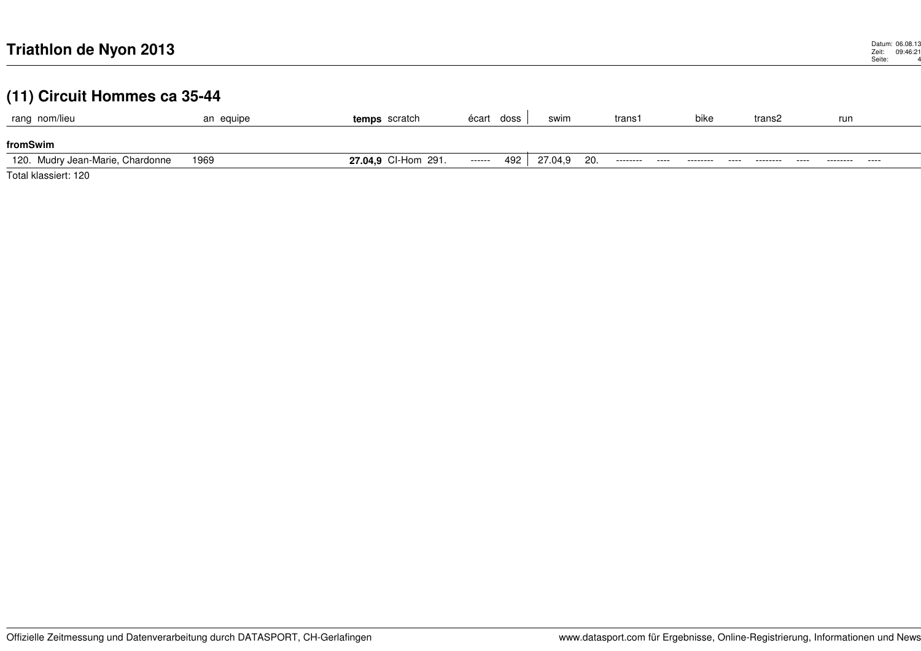# Triathlon de Nyon 2013

## (11) Circuit Hommes ca 35-44

| rang | nom/lieu | an | equipe | temps | scratch | | écart | doss | swim | | trans1 | | bike | | trans2 | | run | |
|---|---|---|---|---|---|---|---|---|---|---|---|---|---|---|---|---|---|---|
| **fromSwim** | | | | | | | | | | | | | | | | | | |
| 120. | Mudry Jean-Marie, Chardonne | 1969 | | **27.04,9** | CI-Hom | 291. | ------ | 492 | 27.04,9 | 20. | -------- | ---- | -------- | ---- | -------- | ---- | -------- | ---- |

Total klassiert: 120